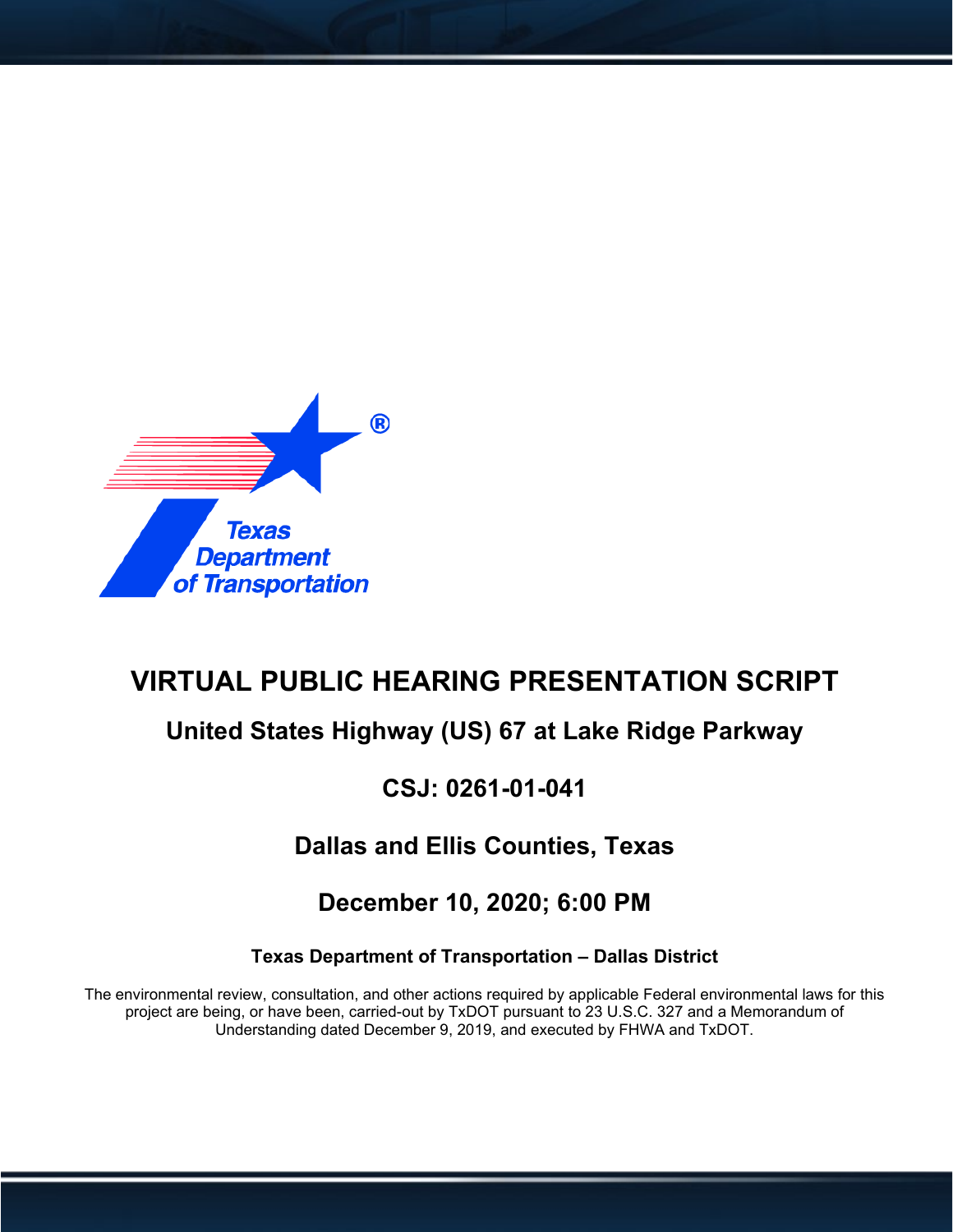Texas Department of Transportation

# VIRTUAL PUBLIC HEARING PRESENTATION SCRIPT

## United States Highway (US) 67 at Lake Ridge Parkway

## CSJ: 0261-01-041

## Dallas and Ellis Counties, Texas

## December 10, 2020; 6:00 PM

**Texas Department of Transportation – Dallas District**

The environmental review, consultation, and other actions required by applicable Federal environmental laws for this project are being, or have been, carried-out by TxDOT pursuant to 23 U.S.C. 327 and a Memorandum of Understanding dated December 9, 2019, and executed by FHWA and TxDOT.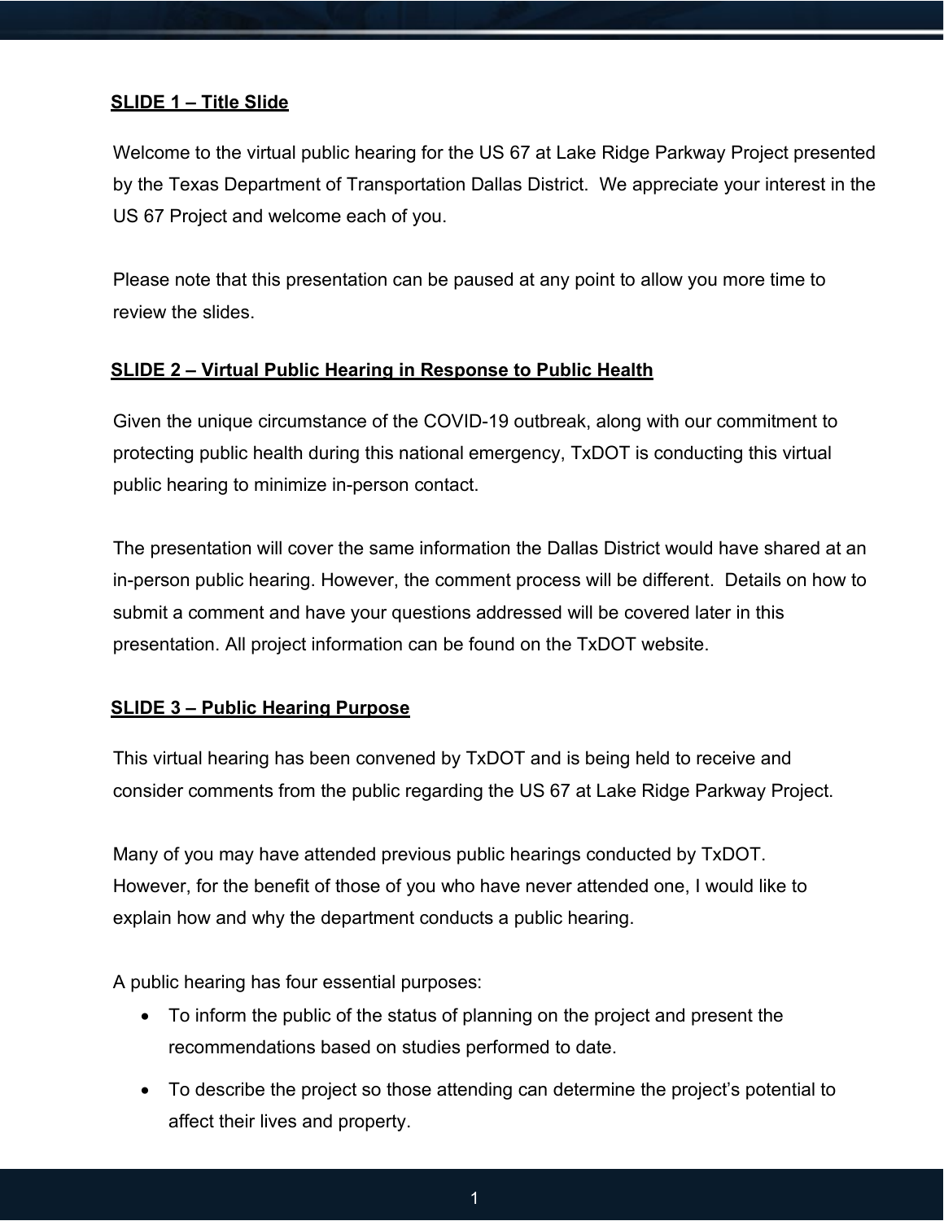**SLIDE 1 – Title Slide**

Welcome to the virtual public hearing for the US 67 at Lake Ridge Parkway Project presented by the Texas Department of Transportation Dallas District. We appreciate your interest in the US 67 Project and welcome each of you.

Please note that this presentation can be paused at any point to allow you more time to review the slides.

**SLIDE 2 – Virtual Public Hearing in Response to Public Health**

Given the unique circumstance of the COVID-19 outbreak, along with our commitment to protecting public health during this national emergency, TxDOT is conducting this virtual public hearing to minimize in-person contact.

The presentation will cover the same information the Dallas District would have shared at an in-person public hearing. However, the comment process will be different. Details on how to submit a comment and have your questions addressed will be covered later in this presentation. All project information can be found on the TxDOT website.

**SLIDE 3 – Public Hearing Purpose**

This virtual hearing has been convened by TxDOT and is being held to receive and consider comments from the public regarding the US 67 at Lake Ridge Parkway Project.

Many of you may have attended previous public hearings conducted by TxDOT. However, for the benefit of those of you who have never attended one, I would like to explain how and why the department conducts a public hearing.

A public hearing has four essential purposes:

- To inform the public of the status of planning on the project and present the recommendations based on studies performed to date.
- To describe the project so those attending can determine the project's potential to affect their lives and property.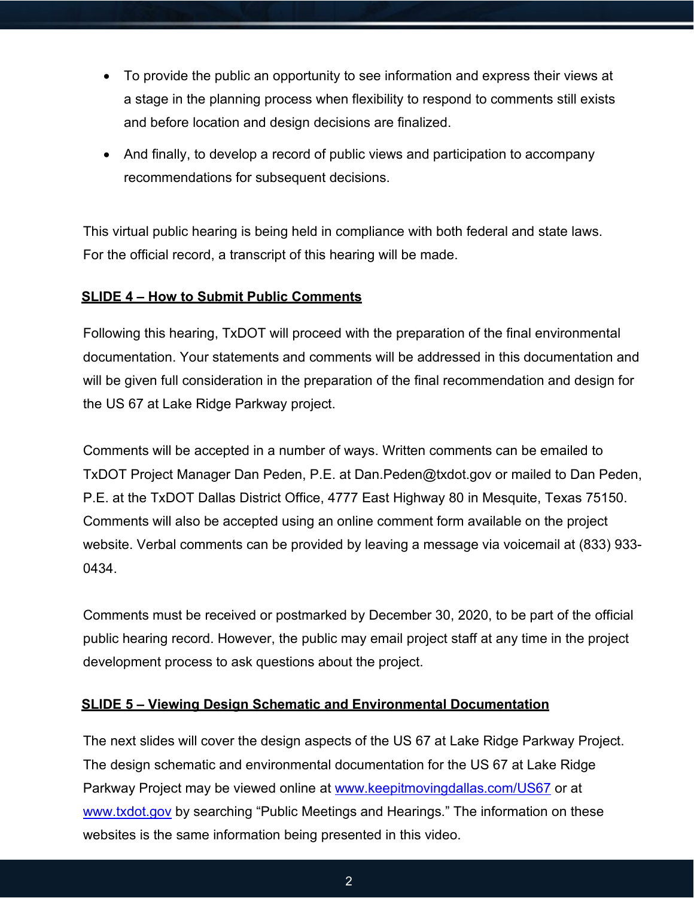- To provide the public an opportunity to see information and express their views at a stage in the planning process when flexibility to respond to comments still exists and before location and design decisions are finalized.
- And finally, to develop a record of public views and participation to accompany recommendations for subsequent decisions.

This virtual public hearing is being held in compliance with both federal and state laws. For the official record, a transcript of this hearing will be made.

**SLIDE 4 – How to Submit Public Comments**

Following this hearing, TxDOT will proceed with the preparation of the final environmental documentation. Your statements and comments will be addressed in this documentation and will be given full consideration in the preparation of the final recommendation and design for the US 67 at Lake Ridge Parkway project.

Comments will be accepted in a number of ways. Written comments can be emailed to TxDOT Project Manager Dan Peden, P.E. at Dan.Peden@txdot.gov or mailed to Dan Peden, P.E. at the TxDOT Dallas District Office, 4777 East Highway 80 in Mesquite, Texas 75150. Comments will also be accepted using an online comment form available on the project website. Verbal comments can be provided by leaving a message via voicemail at (833) 933-0434.

Comments must be received or postmarked by December 30, 2020, to be part of the official public hearing record. However, the public may email project staff at any time in the project development process to ask questions about the project.

**SLIDE 5 – Viewing Design Schematic and Environmental Documentation**

The next slides will cover the design aspects of the US 67 at Lake Ridge Parkway Project. The design schematic and environmental documentation for the US 67 at Lake Ridge Parkway Project may be viewed online at [www.keepitmovingdallas.com/US67](www.keepitmovingdallas.com/US67) or at [www.txdot.gov](www.txdot.gov) by searching "Public Meetings and Hearings." The information on these websites is the same information being presented in this video.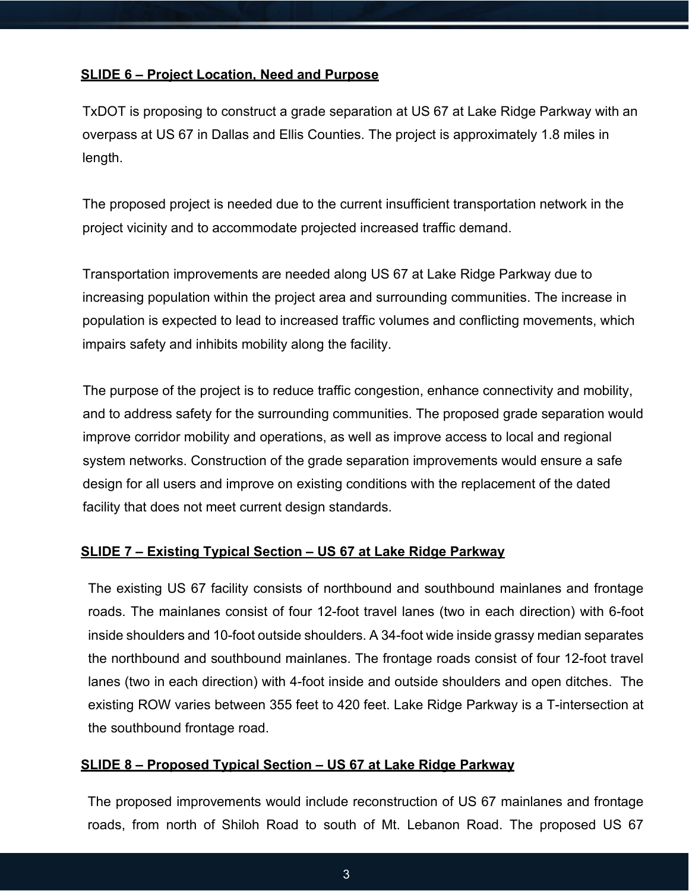**SLIDE 6 – Project Location, Need and Purpose**

TxDOT is proposing to construct a grade separation at US 67 at Lake Ridge Parkway with an overpass at US 67 in Dallas and Ellis Counties. The project is approximately 1.8 miles in length.

The proposed project is needed due to the current insufficient transportation network in the project vicinity and to accommodate projected increased traffic demand.

Transportation improvements are needed along US 67 at Lake Ridge Parkway due to increasing population within the project area and surrounding communities. The increase in population is expected to lead to increased traffic volumes and conflicting movements, which impairs safety and inhibits mobility along the facility.

The purpose of the project is to reduce traffic congestion, enhance connectivity and mobility, and to address safety for the surrounding communities. The proposed grade separation would improve corridor mobility and operations, as well as improve access to local and regional system networks. Construction of the grade separation improvements would ensure a safe design for all users and improve on existing conditions with the replacement of the dated facility that does not meet current design standards.

**SLIDE 7 – Existing Typical Section – US 67 at Lake Ridge Parkway**

The existing US 67 facility consists of northbound and southbound mainlanes and frontage roads. The mainlanes consist of four 12-foot travel lanes (two in each direction) with 6-foot inside shoulders and 10-foot outside shoulders. A 34-foot wide inside grassy median separates the northbound and southbound mainlanes. The frontage roads consist of four 12-foot travel lanes (two in each direction) with 4-foot inside and outside shoulders and open ditches. The existing ROW varies between 355 feet to 420 feet. Lake Ridge Parkway is a T-intersection at the southbound frontage road.

**SLIDE 8 – Proposed Typical Section – US 67 at Lake Ridge Parkway**

The proposed improvements would include reconstruction of US 67 mainlanes and frontage roads, from north of Shiloh Road to south of Mt. Lebanon Road. The proposed US 67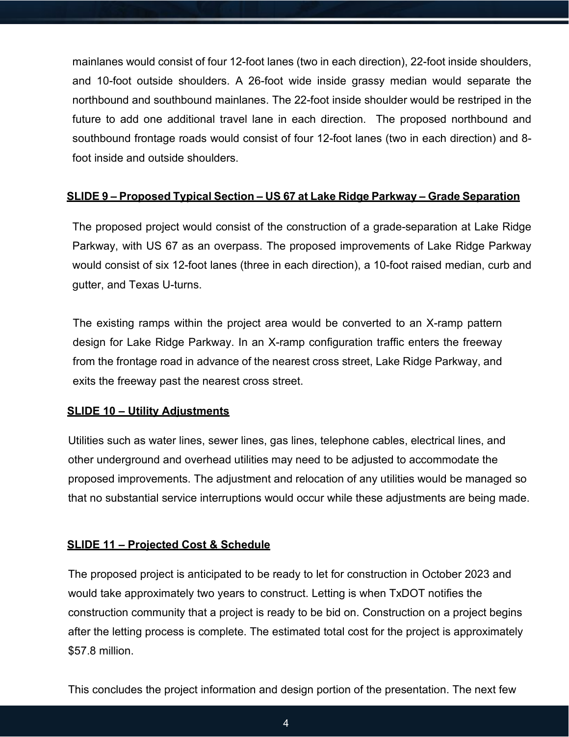mainlanes would consist of four 12-foot lanes (two in each direction), 22-foot inside shoulders, and 10-foot outside shoulders. A 26-foot wide inside grassy median would separate the northbound and southbound mainlanes. The 22-foot inside shoulder would be restriped in the future to add one additional travel lane in each direction. The proposed northbound and southbound frontage roads would consist of four 12-foot lanes (two in each direction) and 8-foot inside and outside shoulders.

**SLIDE 9 – Proposed Typical Section – US 67 at Lake Ridge Parkway – Grade Separation**

The proposed project would consist of the construction of a grade-separation at Lake Ridge Parkway, with US 67 as an overpass. The proposed improvements of Lake Ridge Parkway would consist of six 12-foot lanes (three in each direction), a 10-foot raised median, curb and gutter, and Texas U-turns.

The existing ramps within the project area would be converted to an X-ramp pattern design for Lake Ridge Parkway. In an X-ramp configuration traffic enters the freeway from the frontage road in advance of the nearest cross street, Lake Ridge Parkway, and exits the freeway past the nearest cross street.

**SLIDE 10 – Utility Adjustments**

Utilities such as water lines, sewer lines, gas lines, telephone cables, electrical lines, and other underground and overhead utilities may need to be adjusted to accommodate the proposed improvements. The adjustment and relocation of any utilities would be managed so that no substantial service interruptions would occur while these adjustments are being made.

**SLIDE 11 – Projected Cost & Schedule**

The proposed project is anticipated to be ready to let for construction in October 2023 and would take approximately two years to construct. Letting is when TxDOT notifies the construction community that a project is ready to be bid on. Construction on a project begins after the letting process is complete. The estimated total cost for the project is approximately $57.8 million.

This concludes the project information and design portion of the presentation. The next few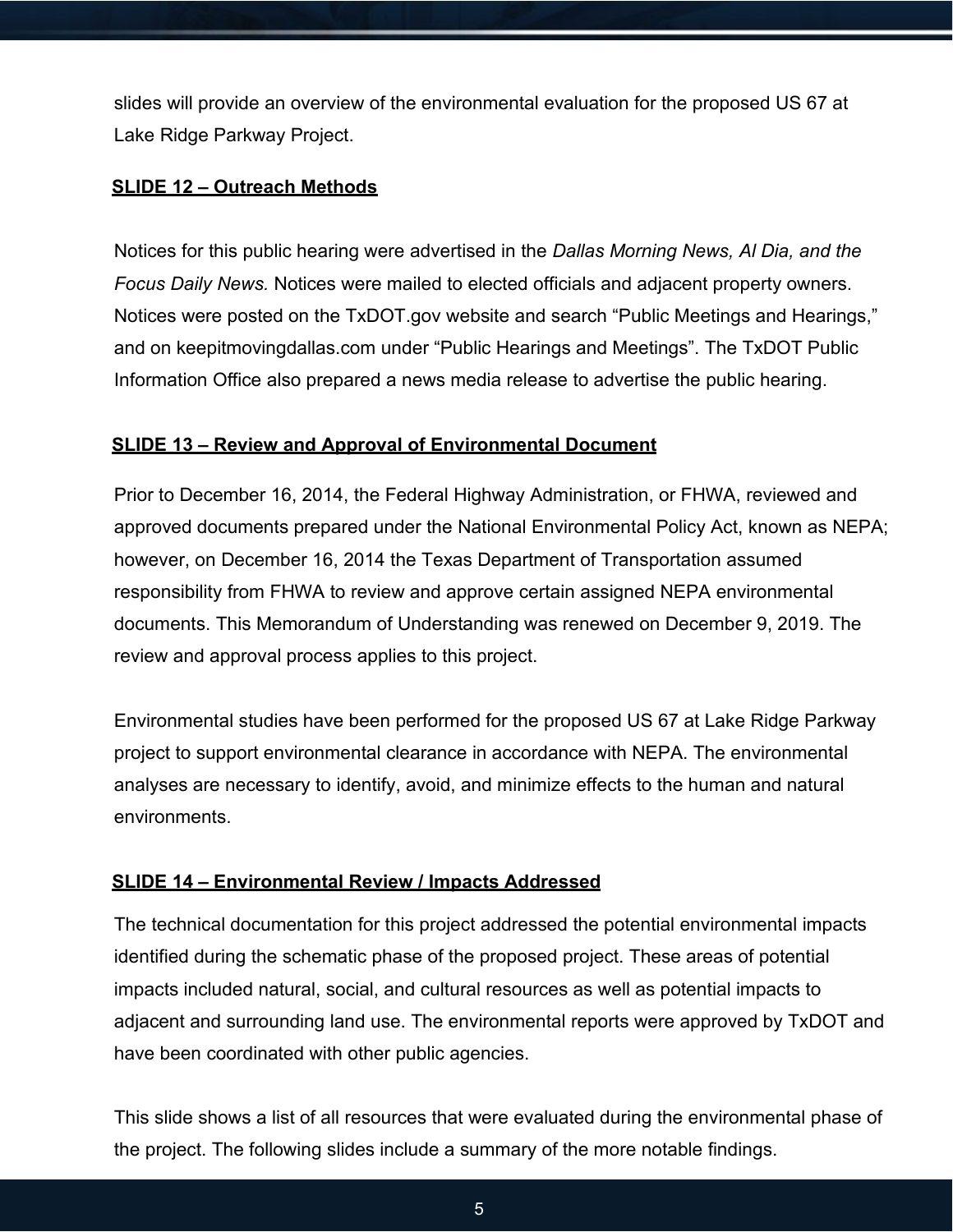slides will provide an overview of the environmental evaluation for the proposed US 67 at Lake Ridge Parkway Project.

**SLIDE 12 – Outreach Methods**

Notices for this public hearing were advertised in the *Dallas Morning News, Al Dia, and the Focus Daily News.* Notices were mailed to elected officials and adjacent property owners. Notices were posted on the TxDOT.gov website and search "Public Meetings and Hearings," and on keepitmovingdallas.com under "Public Hearings and Meetings". The TxDOT Public Information Office also prepared a news media release to advertise the public hearing.

**SLIDE 13 – Review and Approval of Environmental Document**

Prior to December 16, 2014, the Federal Highway Administration, or FHWA, reviewed and approved documents prepared under the National Environmental Policy Act, known as NEPA; however, on December 16, 2014 the Texas Department of Transportation assumed responsibility from FHWA to review and approve certain assigned NEPA environmental documents. This Memorandum of Understanding was renewed on December 9, 2019. The review and approval process applies to this project.

Environmental studies have been performed for the proposed US 67 at Lake Ridge Parkway project to support environmental clearance in accordance with NEPA. The environmental analyses are necessary to identify, avoid, and minimize effects to the human and natural environments.

**SLIDE 14 – Environmental Review / Impacts Addressed**

The technical documentation for this project addressed the potential environmental impacts identified during the schematic phase of the proposed project. These areas of potential impacts included natural, social, and cultural resources as well as potential impacts to adjacent and surrounding land use. The environmental reports were approved by TxDOT and have been coordinated with other public agencies.

This slide shows a list of all resources that were evaluated during the environmental phase of the project. The following slides include a summary of the more notable findings.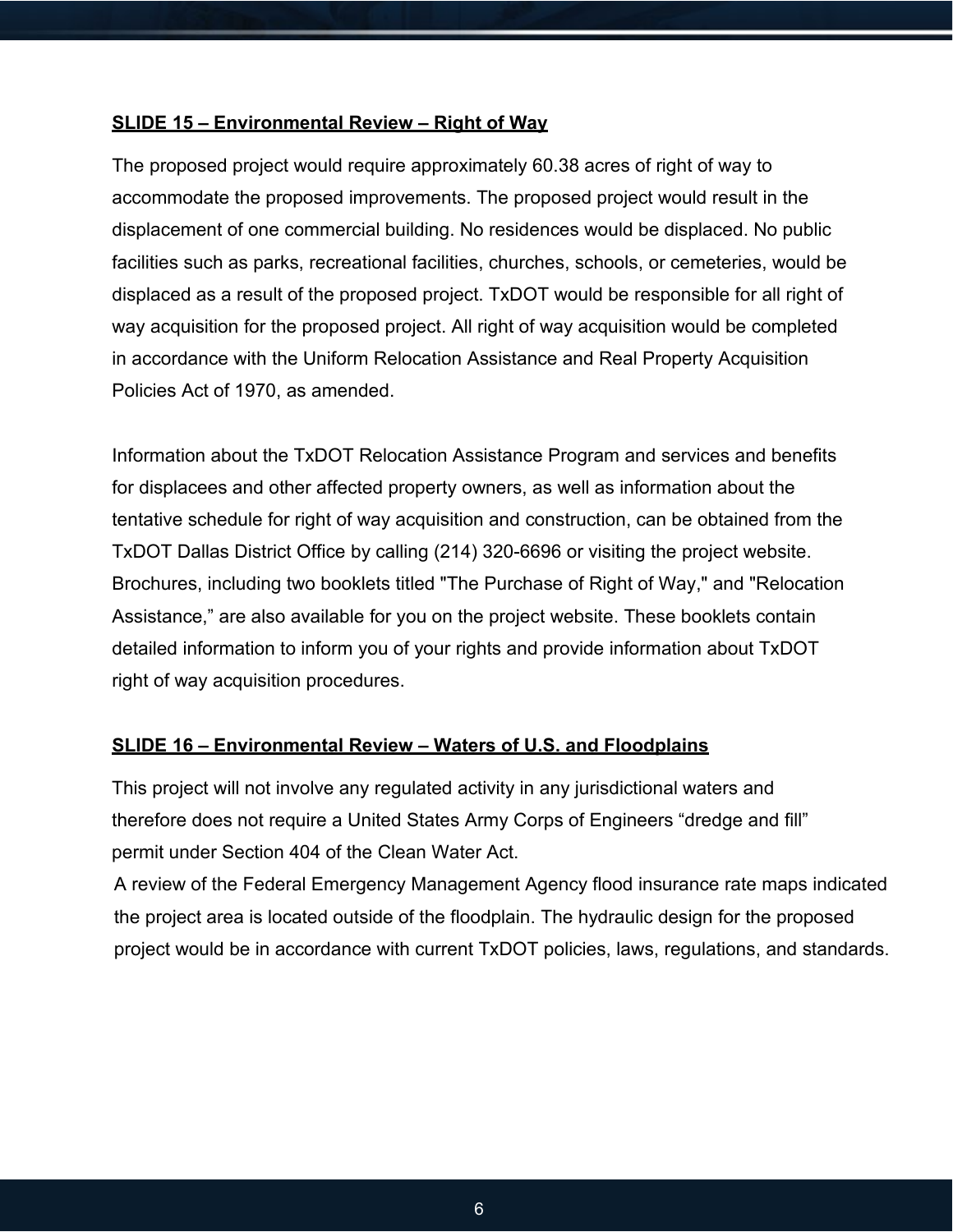**SLIDE 15 – Environmental Review – Right of Way**

The proposed project would require approximately 60.38 acres of right of way to accommodate the proposed improvements. The proposed project would result in the displacement of one commercial building. No residences would be displaced. No public facilities such as parks, recreational facilities, churches, schools, or cemeteries, would be displaced as a result of the proposed project. TxDOT would be responsible for all right of way acquisition for the proposed project. All right of way acquisition would be completed in accordance with the Uniform Relocation Assistance and Real Property Acquisition Policies Act of 1970, as amended.

Information about the TxDOT Relocation Assistance Program and services and benefits for displacees and other affected property owners, as well as information about the tentative schedule for right of way acquisition and construction, can be obtained from the TxDOT Dallas District Office by calling (214) 320-6696 or visiting the project website. Brochures, including two booklets titled "The Purchase of Right of Way," and "Relocation Assistance," are also available for you on the project website. These booklets contain detailed information to inform you of your rights and provide information about TxDOT right of way acquisition procedures.

**SLIDE 16 – Environmental Review – Waters of U.S. and Floodplains**

This project will not involve any regulated activity in any jurisdictional waters and therefore does not require a United States Army Corps of Engineers "dredge and fill" permit under Section 404 of the Clean Water Act.

A review of the Federal Emergency Management Agency flood insurance rate maps indicated the project area is located outside of the floodplain. The hydraulic design for the proposed project would be in accordance with current TxDOT policies, laws, regulations, and standards.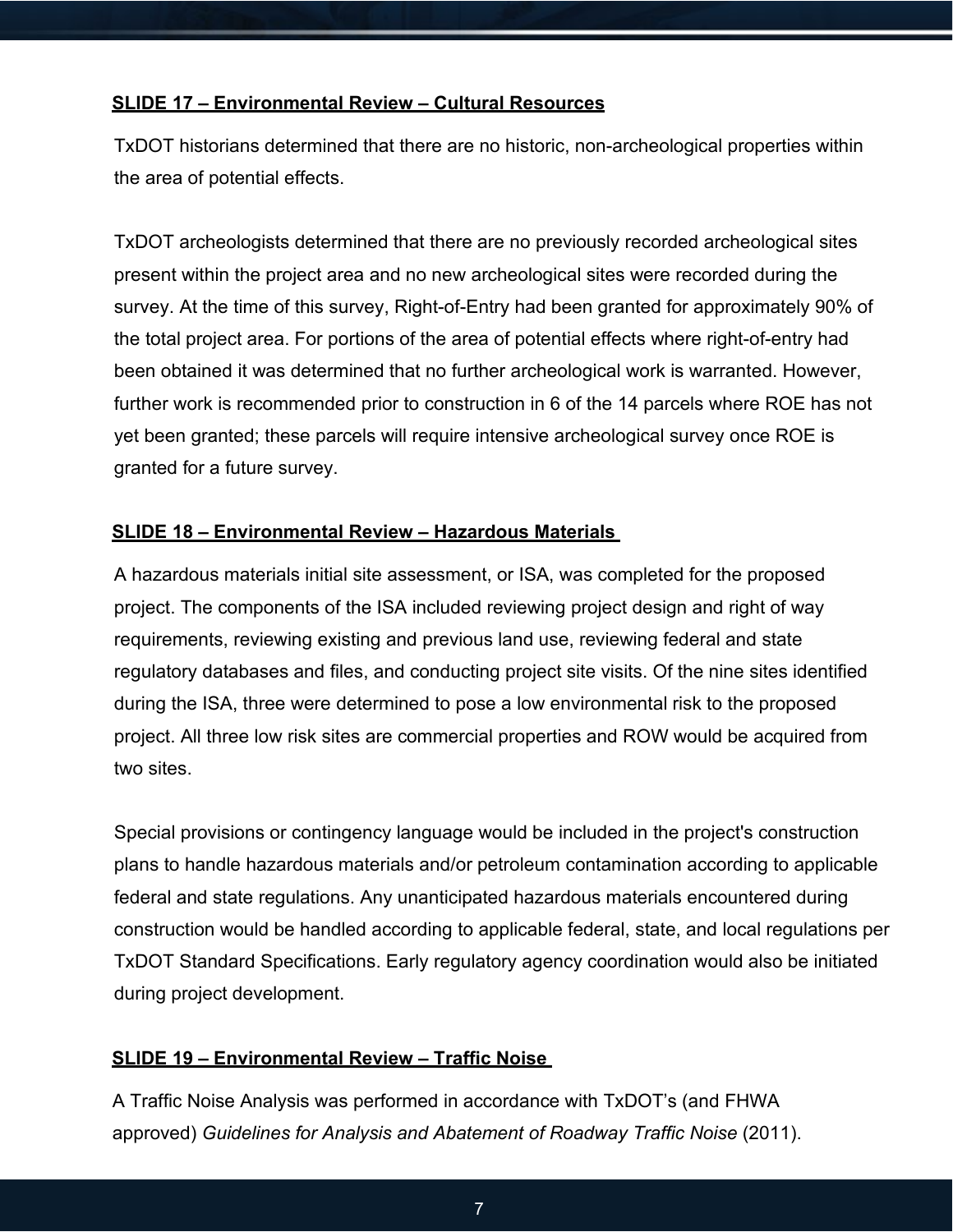**SLIDE 17 – Environmental Review – Cultural Resources**

TxDOT historians determined that there are no historic, non-archeological properties within the area of potential effects.

TxDOT archeologists determined that there are no previously recorded archeological sites present within the project area and no new archeological sites were recorded during the survey. At the time of this survey, Right-of-Entry had been granted for approximately 90% of the total project area. For portions of the area of potential effects where right-of-entry had been obtained it was determined that no further archeological work is warranted. However, further work is recommended prior to construction in 6 of the 14 parcels where ROE has not yet been granted; these parcels will require intensive archeological survey once ROE is granted for a future survey.

**SLIDE 18 – Environmental Review – Hazardous Materials**

A hazardous materials initial site assessment, or ISA, was completed for the proposed project. The components of the ISA included reviewing project design and right of way requirements, reviewing existing and previous land use, reviewing federal and state regulatory databases and files, and conducting project site visits. Of the nine sites identified during the ISA, three were determined to pose a low environmental risk to the proposed project. All three low risk sites are commercial properties and ROW would be acquired from two sites.

Special provisions or contingency language would be included in the project's construction plans to handle hazardous materials and/or petroleum contamination according to applicable federal and state regulations. Any unanticipated hazardous materials encountered during construction would be handled according to applicable federal, state, and local regulations per TxDOT Standard Specifications. Early regulatory agency coordination would also be initiated during project development.

**SLIDE 19 – Environmental Review – Traffic Noise**

A Traffic Noise Analysis was performed in accordance with TxDOT's (and FHWA approved) *Guidelines for Analysis and Abatement of Roadway Traffic Noise* (2011).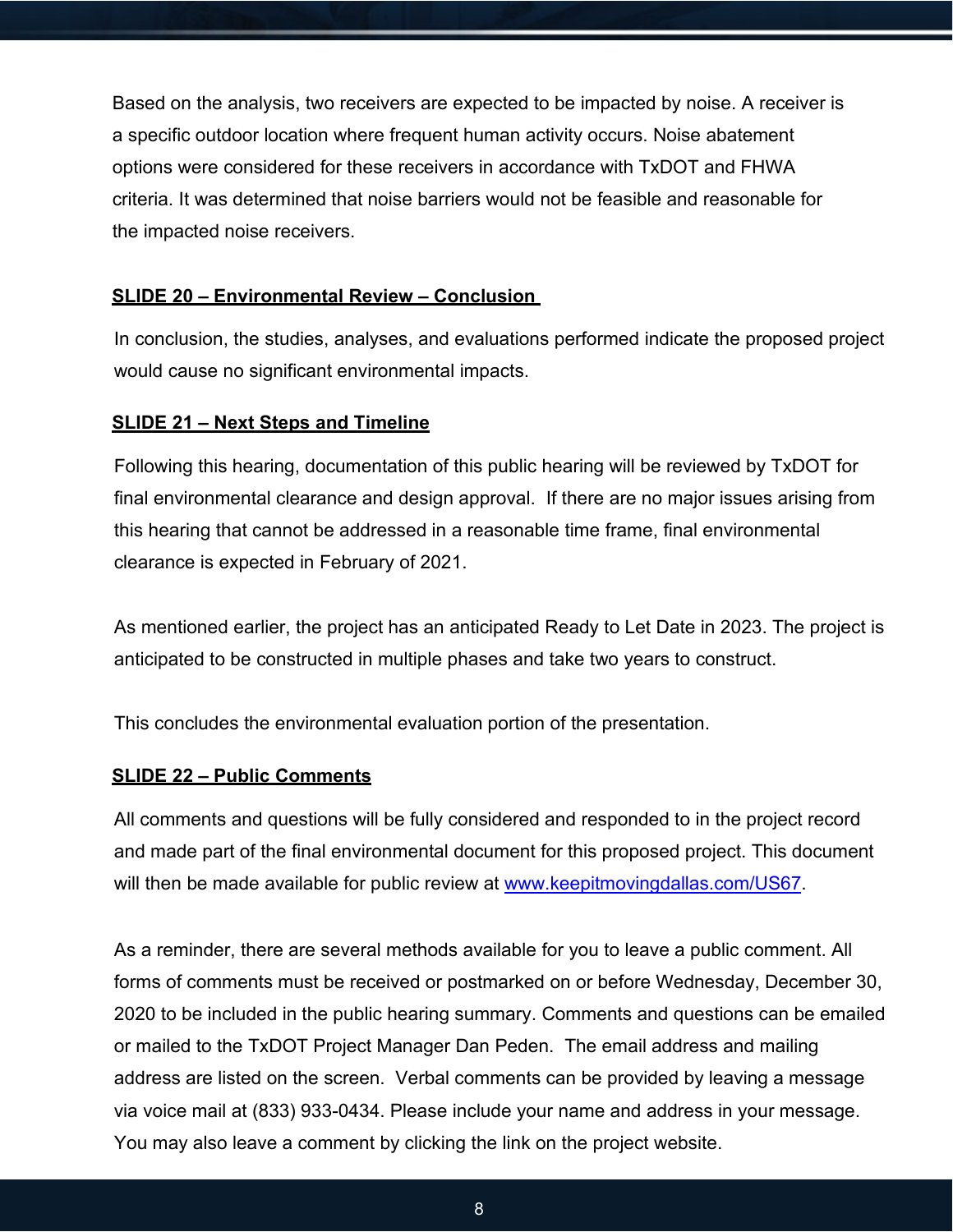Based on the analysis, two receivers are expected to be impacted by noise. A receiver is a specific outdoor location where frequent human activity occurs. Noise abatement options were considered for these receivers in accordance with TxDOT and FHWA criteria. It was determined that noise barriers would not be feasible and reasonable for the impacted noise receivers.

**SLIDE 20 – Environmental Review – Conclusion**

In conclusion, the studies, analyses, and evaluations performed indicate the proposed project would cause no significant environmental impacts.

**SLIDE 21 – Next Steps and Timeline**

Following this hearing, documentation of this public hearing will be reviewed by TxDOT for final environmental clearance and design approval. If there are no major issues arising from this hearing that cannot be addressed in a reasonable time frame, final environmental clearance is expected in February of 2021.

As mentioned earlier, the project has an anticipated Ready to Let Date in 2023. The project is anticipated to be constructed in multiple phases and take two years to construct.

This concludes the environmental evaluation portion of the presentation.

**SLIDE 22 – Public Comments**

All comments and questions will be fully considered and responded to in the project record and made part of the final environmental document for this proposed project. This document will then be made available for public review at [www.keepitmovingdallas.com/US67](http://www.keepitmovingdallas.com/US67).

As a reminder, there are several methods available for you to leave a public comment. All forms of comments must be received or postmarked on or before Wednesday, December 30, 2020 to be included in the public hearing summary. Comments and questions can be emailed or mailed to the TxDOT Project Manager Dan Peden. The email address and mailing address are listed on the screen. Verbal comments can be provided by leaving a message via voice mail at (833) 933-0434. Please include your name and address in your message. You may also leave a comment by clicking the link on the project website.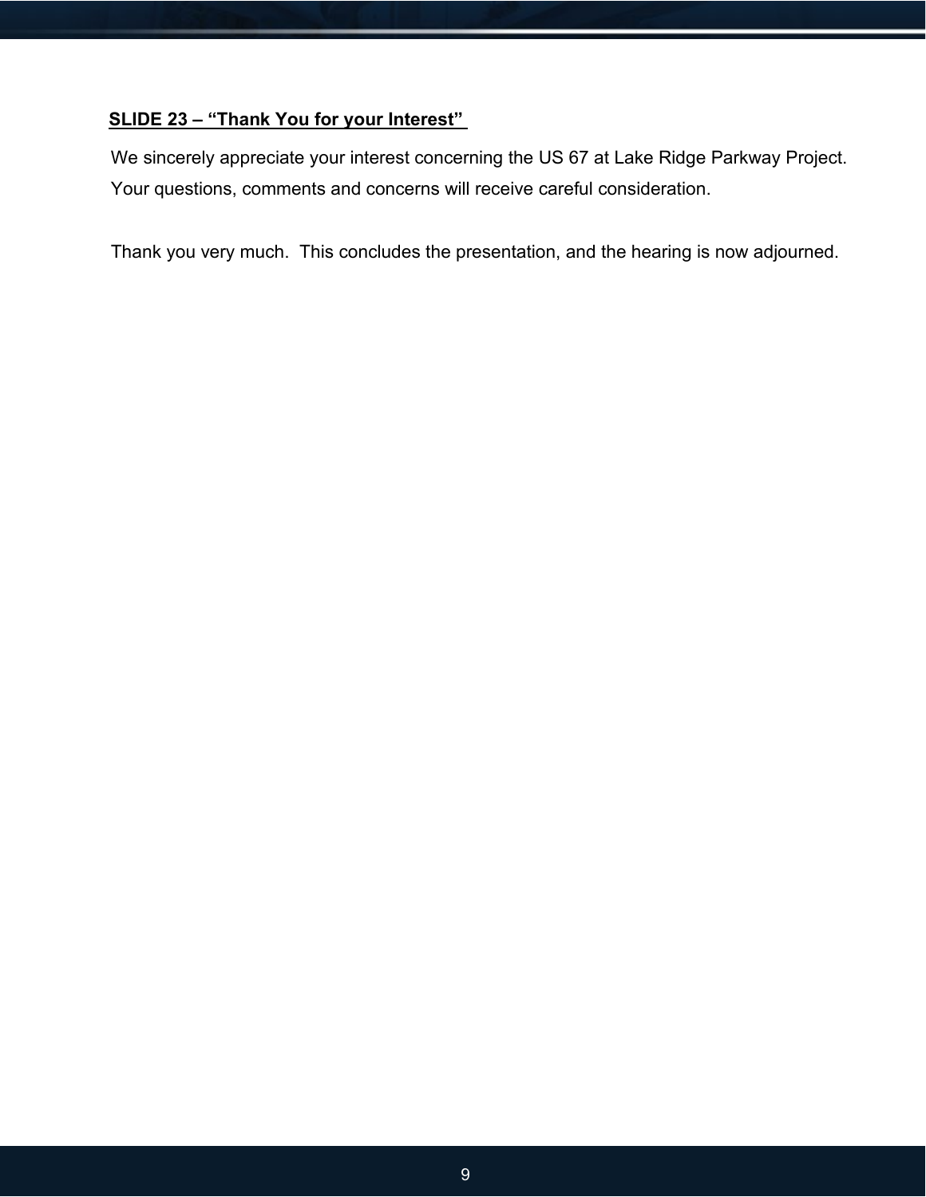**<u>SLIDE 23 – “Thank You for your Interest”</u>**

We sincerely appreciate your interest concerning the US 67 at Lake Ridge Parkway Project. Your questions, comments and concerns will receive careful consideration.

Thank you very much.  This concludes the presentation, and the hearing is now adjourned.